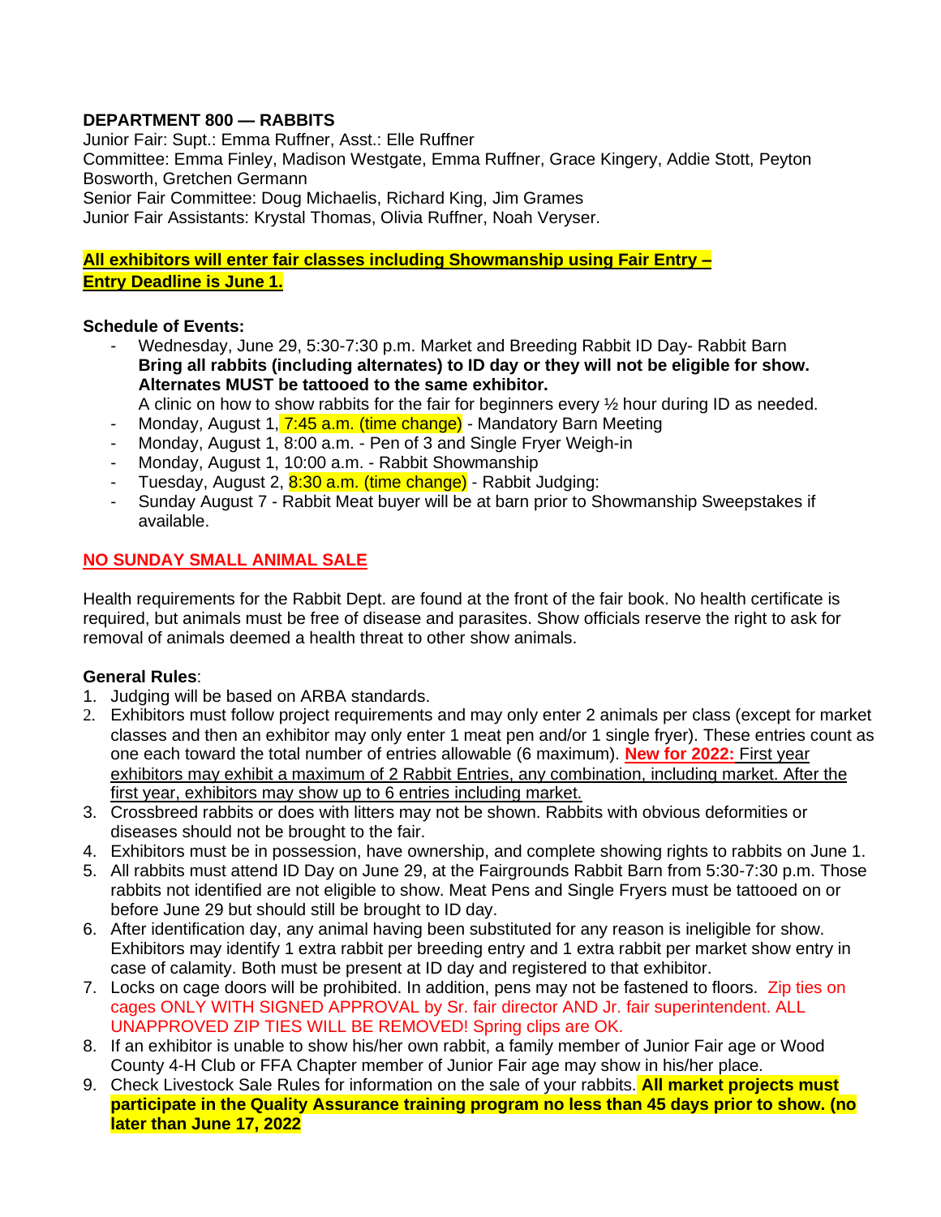## DEPARTMENT 800 — RABBITS

Junior Fair: Supt.: Emma Ruffner, Asst.: Elle Ruffner
Committee: Emma Finley, Madison Westgate, Emma Ruffner, Grace Kingery, Addie Stott, Peyton Bosworth, Gretchen Germann
Senior Fair Committee: Doug Michaelis, Richard King, Jim Grames
Junior Fair Assistants: Krystal Thomas, Olivia Ruffner, Noah Veryser.

**All exhibitors will enter fair classes including Showmanship using Fair Entry – Entry Deadline is June 1.**

**Schedule of Events:**

- Wednesday, June 29, 5:30-7:30 p.m. Market and Breeding Rabbit ID Day- Rabbit Barn **Bring all rabbits (including alternates) to ID day or they will not be eligible for show. Alternates MUST be tattooed to the same exhibitor.**
  A clinic on how to show rabbits for the fair for beginners every ½ hour during ID as needed.
- Monday, August 1, 7:45 a.m. (time change) - Mandatory Barn Meeting
- Monday, August 1, 8:00 a.m. - Pen of 3 and Single Fryer Weigh-in
- Monday, August 1, 10:00 a.m. - Rabbit Showmanship
- Tuesday, August 2, 8:30 a.m. (time change) - Rabbit Judging:
- Sunday August 7 - Rabbit Meat buyer will be at barn prior to Showmanship Sweepstakes if available.

**NO SUNDAY SMALL ANIMAL SALE**

Health requirements for the Rabbit Dept. are found at the front of the fair book. No health certificate is required, but animals must be free of disease and parasites. Show officials reserve the right to ask for removal of animals deemed a health threat to other show animals.

**General Rules**:

1. Judging will be based on ARBA standards.
2. Exhibitors must follow project requirements and may only enter 2 animals per class (except for market classes and then an exhibitor may only enter 1 meat pen and/or 1 single fryer). These entries count as one each toward the total number of entries allowable (6 maximum). **New for 2022:** First year exhibitors may exhibit a maximum of 2 Rabbit Entries, any combination, including market. After the first year, exhibitors may show up to 6 entries including market.
3. Crossbreed rabbits or does with litters may not be shown. Rabbits with obvious deformities or diseases should not be brought to the fair.
4. Exhibitors must be in possession, have ownership, and complete showing rights to rabbits on June 1.
5. All rabbits must attend ID Day on June 29, at the Fairgrounds Rabbit Barn from 5:30-7:30 p.m. Those rabbits not identified are not eligible to show. Meat Pens and Single Fryers must be tattooed on or before June 29 but should still be brought to ID day.
6. After identification day, any animal having been substituted for any reason is ineligible for show. Exhibitors may identify 1 extra rabbit per breeding entry and 1 extra rabbit per market show entry in case of calamity. Both must be present at ID day and registered to that exhibitor.
7. Locks on cage doors will be prohibited. In addition, pens may not be fastened to floors. Zip ties on cages ONLY WITH SIGNED APPROVAL by Sr. fair director AND Jr. fair superintendent. ALL UNAPPROVED ZIP TIES WILL BE REMOVED! Spring clips are OK.
8. If an exhibitor is unable to show his/her own rabbit, a family member of Junior Fair age or Wood County 4-H Club or FFA Chapter member of Junior Fair age may show in his/her place.
9. Check Livestock Sale Rules for information on the sale of your rabbits. **All market projects must participate in the Quality Assurance training program no less than 45 days prior to show. (no later than June 17, 2022**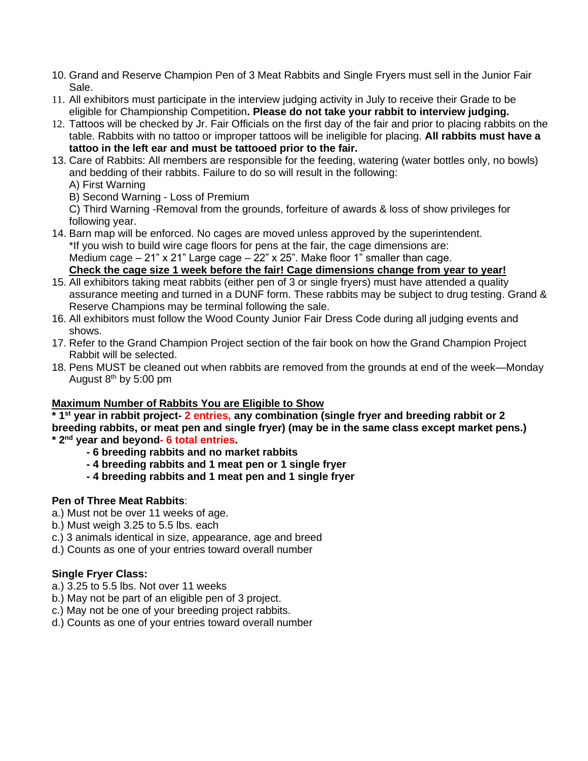10. Grand and Reserve Champion Pen of 3 Meat Rabbits and Single Fryers must sell in the Junior Fair Sale.
11. All exhibitors must participate in the interview judging activity in July to receive their Grade to be eligible for Championship Competition**. Please do not take your rabbit to interview judging.**
12. Tattoos will be checked by Jr. Fair Officials on the first day of the fair and prior to placing rabbits on the table. Rabbits with no tattoo or improper tattoos will be ineligible for placing. **All rabbits must have a tattoo in the left ear and must be tattooed prior to the fair.**
13. Care of Rabbits: All members are responsible for the feeding, watering (water bottles only, no bowls) and bedding of their rabbits. Failure to do so will result in the following:
    A) First Warning
    B) Second Warning - Loss of Premium
    C) Third Warning -Removal from the grounds, forfeiture of awards & loss of show privileges for following year.
14. Barn map will be enforced. No cages are moved unless approved by the superintendent.
    *If you wish to build wire cage floors for pens at the fair, the cage dimensions are:
    Medium cage – 21" x 21" Large cage – 22" x 25". Make floor 1" smaller than cage.
    **Check the cage size 1 week before the fair! Cage dimensions change from year to year!**
15. All exhibitors taking meat rabbits (either pen of 3 or single fryers) must have attended a quality assurance meeting and turned in a DUNF form. These rabbits may be subject to drug testing. Grand & Reserve Champions may be terminal following the sale.
16. All exhibitors must follow the Wood County Junior Fair Dress Code during all judging events and shows.
17. Refer to the Grand Champion Project section of the fair book on how the Grand Champion Project Rabbit will be selected.
18. Pens MUST be cleaned out when rabbits are removed from the grounds at end of the week—Monday August 8th by 5:00 pm

**Maximum Number of Rabbits You are Eligible to Show**

**\* 1st year in rabbit project- 2 entries, any combination (single fryer and breeding rabbit or 2 breeding rabbits, or meat pen and single fryer) (may be in the same class except market pens.)**
**\* 2nd year and beyond- 6 total entries.**

- **6 breeding rabbits and no market rabbits**
- **4 breeding rabbits and 1 meat pen or 1 single fryer**
- **4 breeding rabbits and 1 meat pen and 1 single fryer**

**Pen of Three Meat Rabbits**:

a.) Must not be over 11 weeks of age.
b.) Must weigh 3.25 to 5.5 lbs. each
c.) 3 animals identical in size, appearance, age and breed
d.) Counts as one of your entries toward overall number

**Single Fryer Class:**

a.) 3.25 to 5.5 lbs. Not over 11 weeks
b.) May not be part of an eligible pen of 3 project.
c.) May not be one of your breeding project rabbits.
d.) Counts as one of your entries toward overall number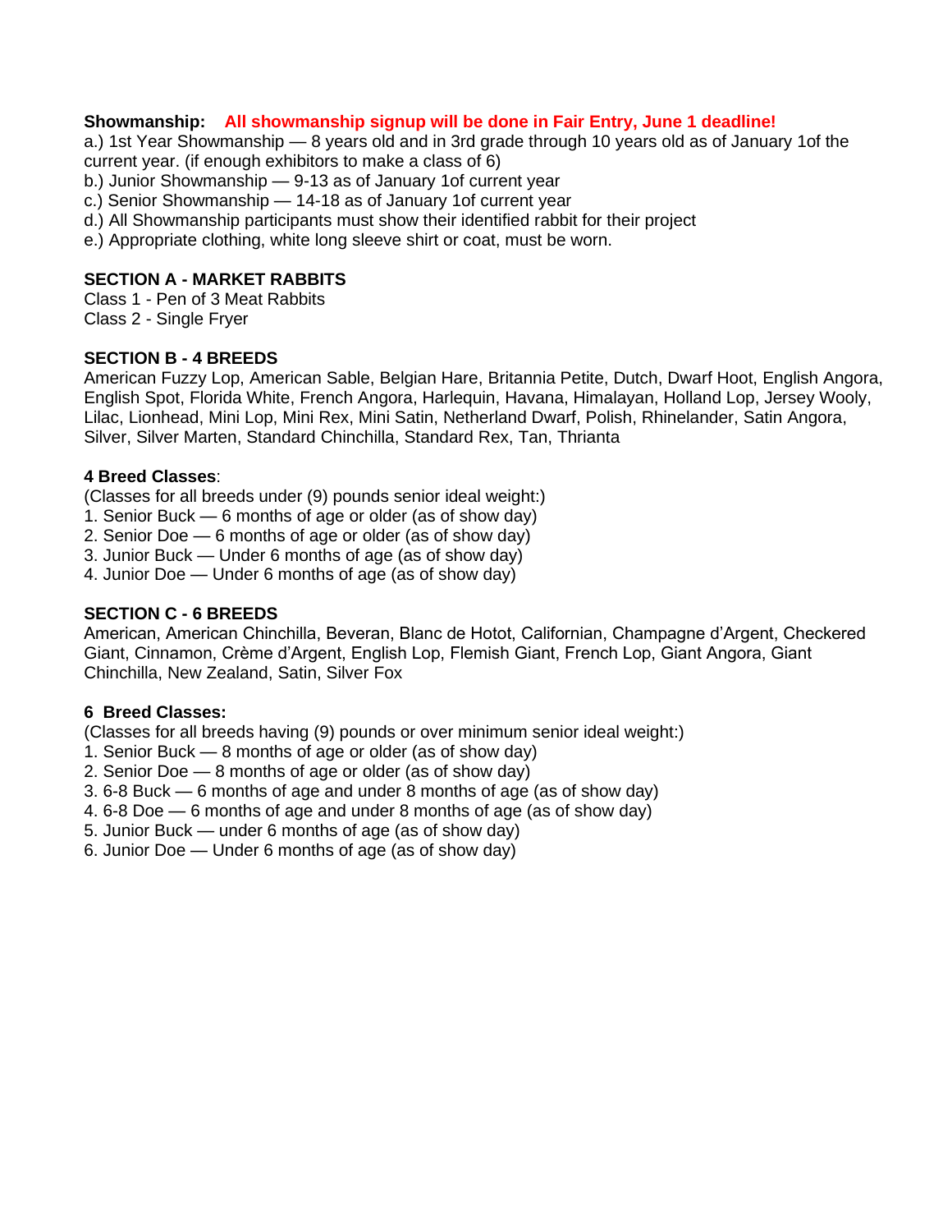**Showmanship:** **All showmanship signup will be done in Fair Entry, June 1 deadline!**

a.) 1st Year Showmanship — 8 years old and in 3rd grade through 10 years old as of January 1of the current year. (if enough exhibitors to make a class of 6)
b.) Junior Showmanship — 9-13 as of January 1of current year
c.) Senior Showmanship — 14-18 as of January 1of current year
d.) All Showmanship participants must show their identified rabbit for their project
e.) Appropriate clothing, white long sleeve shirt or coat, must be worn.

**SECTION A - MARKET RABBITS**

Class 1 - Pen of 3 Meat Rabbits
Class 2 - Single Fryer

**SECTION B - 4 BREEDS**

American Fuzzy Lop, American Sable, Belgian Hare, Britannia Petite, Dutch, Dwarf Hoot, English Angora, English Spot, Florida White, French Angora, Harlequin, Havana, Himalayan, Holland Lop, Jersey Wooly, Lilac, Lionhead, Mini Lop, Mini Rex, Mini Satin, Netherland Dwarf, Polish, Rhinelander, Satin Angora, Silver, Silver Marten, Standard Chinchilla, Standard Rex, Tan, Thrianta

**4 Breed Classes**:

(Classes for all breeds under (9) pounds senior ideal weight:)

1. Senior Buck — 6 months of age or older (as of show day)
2. Senior Doe — 6 months of age or older (as of show day)
3. Junior Buck — Under 6 months of age (as of show day)
4. Junior Doe — Under 6 months of age (as of show day)

**SECTION C - 6 BREEDS**

American, American Chinchilla, Beveran, Blanc de Hotot, Californian, Champagne d'Argent, Checkered Giant, Cinnamon, Crème d'Argent, English Lop, Flemish Giant, French Lop, Giant Angora, Giant Chinchilla, New Zealand, Satin, Silver Fox

**6 Breed Classes:**

(Classes for all breeds having (9) pounds or over minimum senior ideal weight:)

1. Senior Buck — 8 months of age or older (as of show day)
2. Senior Doe — 8 months of age or older (as of show day)
3. 6-8 Buck — 6 months of age and under 8 months of age (as of show day)
4. 6-8 Doe — 6 months of age and under 8 months of age (as of show day)
5. Junior Buck — under 6 months of age (as of show day)
6. Junior Doe — Under 6 months of age (as of show day)